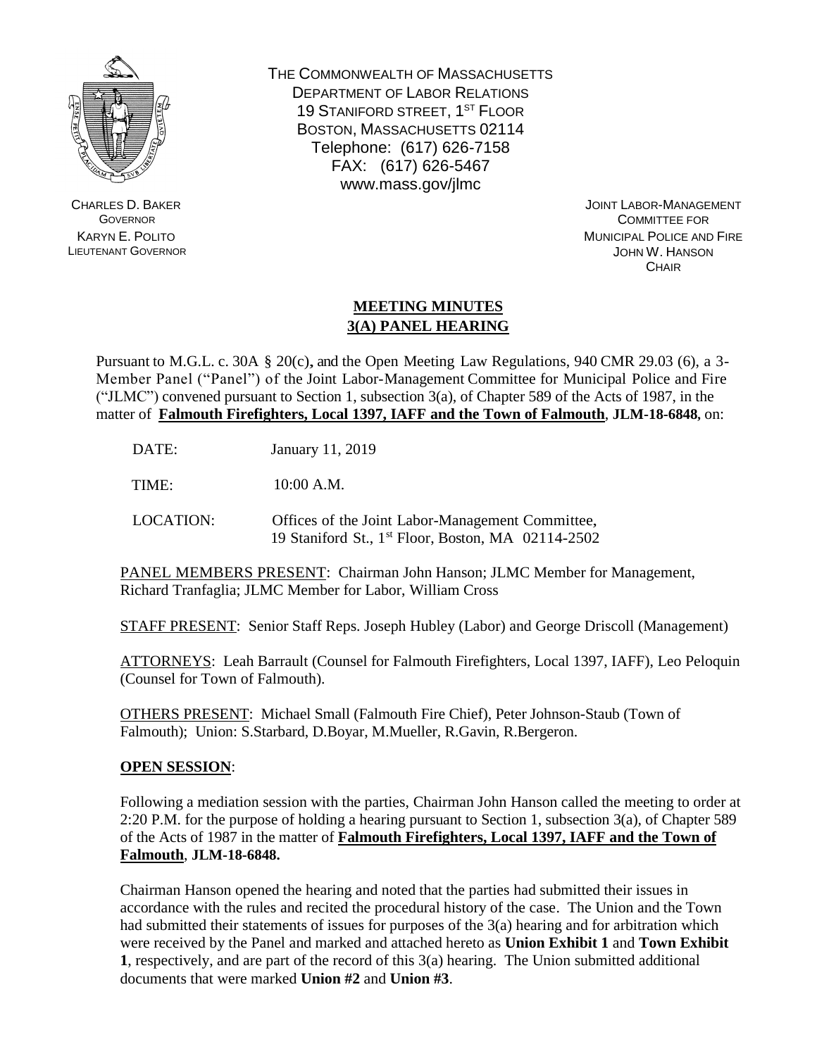THE COMMONWEALTH OF MASSACHUSETTS
DEPARTMENT OF LABOR RELATIONS
19 STANIFORD STREET, 1ST FLOOR
BOSTON, MASSACHUSETTS 02114
Telephone: (617) 626-7158
FAX: (617) 626-5467
www.mass.gov/jlmc

CHARLES D. BAKER
GOVERNOR
KARYN E. POLITO
LIEUTENANT GOVERNOR

JOINT LABOR-MANAGEMENT
COMMITTEE FOR
MUNICIPAL POLICE AND FIRE
JOHN W. HANSON
CHAIR

# MEETING MINUTES
## 3(A) PANEL HEARING

Pursuant to M.G.L. c. 30A § 20(c), and the Open Meeting Law Regulations, 940 CMR 29.03 (6), a 3-Member Panel ("Panel") of the Joint Labor-Management Committee for Municipal Police and Fire ("JLMC") convened pursuant to Section 1, subsection 3(a), of Chapter 589 of the Acts of 1987, in the matter of **Falmouth Firefighters, Local 1397, IAFF and the Town of Falmouth**, **JLM-18-6848,** on:

DATE: January 11, 2019

TIME: 10:00 A.M.

LOCATION: Offices of the Joint Labor-Management Committee, 19 Staniford St., 1st Floor, Boston, MA 02114-2502

PANEL MEMBERS PRESENT: Chairman John Hanson; JLMC Member for Management, Richard Tranfaglia; JLMC Member for Labor, William Cross

STAFF PRESENT: Senior Staff Reps. Joseph Hubley (Labor) and George Driscoll (Management)

ATTORNEYS: Leah Barrault (Counsel for Falmouth Firefighters, Local 1397, IAFF), Leo Peloquin (Counsel for Town of Falmouth).

OTHERS PRESENT: Michael Small (Falmouth Fire Chief), Peter Johnson-Staub (Town of Falmouth); Union: S.Starbard, D.Boyar, M.Mueller, R.Gavin, R.Bergeron.

**OPEN SESSION**:

Following a mediation session with the parties, Chairman John Hanson called the meeting to order at 2:20 P.M. for the purpose of holding a hearing pursuant to Section 1, subsection 3(a), of Chapter 589 of the Acts of 1987 in the matter of **Falmouth Firefighters, Local 1397, IAFF and the Town of Falmouth**, **JLM-18-6848.**

Chairman Hanson opened the hearing and noted that the parties had submitted their issues in accordance with the rules and recited the procedural history of the case. The Union and the Town had submitted their statements of issues for purposes of the 3(a) hearing and for arbitration which were received by the Panel and marked and attached hereto as **Union Exhibit 1** and **Town Exhibit 1**, respectively, and are part of the record of this 3(a) hearing. The Union submitted additional documents that were marked **Union #2** and **Union #3**.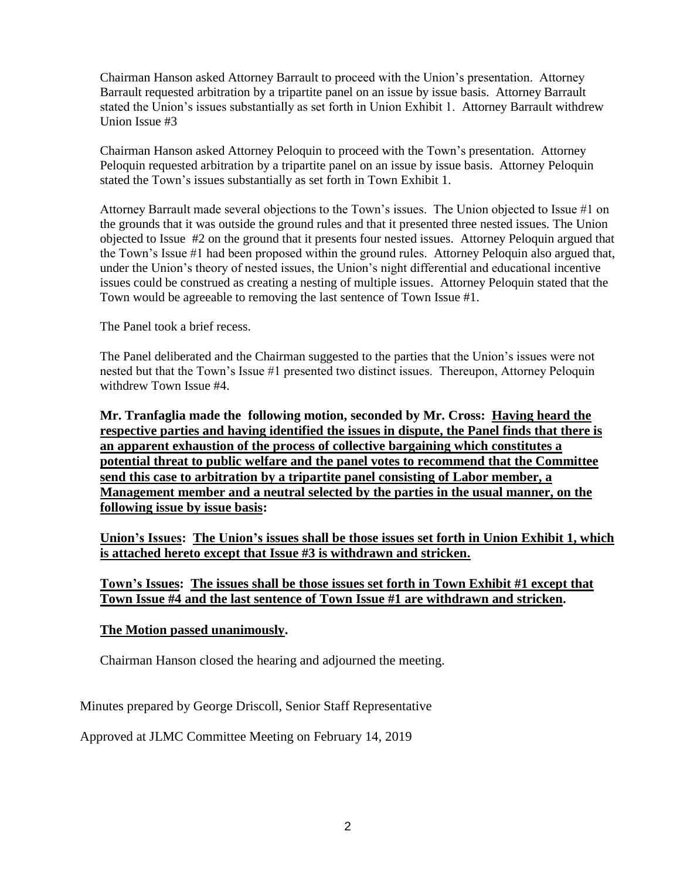Chairman Hanson asked Attorney Barrault to proceed with the Union's presentation. Attorney Barrault requested arbitration by a tripartite panel on an issue by issue basis. Attorney Barrault stated the Union's issues substantially as set forth in Union Exhibit 1. Attorney Barrault withdrew Union Issue #3

Chairman Hanson asked Attorney Peloquin to proceed with the Town's presentation. Attorney Peloquin requested arbitration by a tripartite panel on an issue by issue basis. Attorney Peloquin stated the Town's issues substantially as set forth in Town Exhibit 1.

Attorney Barrault made several objections to the Town's issues. The Union objected to Issue #1 on the grounds that it was outside the ground rules and that it presented three nested issues. The Union objected to Issue #2 on the ground that it presents four nested issues. Attorney Peloquin argued that the Town's Issue #1 had been proposed within the ground rules. Attorney Peloquin also argued that, under the Union's theory of nested issues, the Union's night differential and educational incentive issues could be construed as creating a nesting of multiple issues. Attorney Peloquin stated that the Town would be agreeable to removing the last sentence of Town Issue #1.

The Panel took a brief recess.

The Panel deliberated and the Chairman suggested to the parties that the Union's issues were not nested but that the Town's Issue #1 presented two distinct issues. Thereupon, Attorney Peloquin withdrew Town Issue #4.

**Mr. Tranfaglia made the following motion, seconded by Mr. Cross: <u>Having heard the respective parties and having identified the issues in dispute, the Panel finds that there is an apparent exhaustion of the process of collective bargaining which constitutes a potential threat to public welfare and the panel votes to recommend that the Committee send this case to arbitration by a tripartite panel consisting of Labor member, a Management member and a neutral selected by the parties in the usual manner, on the following issue by issue basis</u>:**

**<u>Union's Issues</u>: <u>The Union's issues shall be those issues set forth in Union Exhibit 1, which is attached hereto except that Issue #3 is withdrawn and stricken.</u>**

**<u>Town's Issues</u>: <u>The issues shall be those issues set forth in Town Exhibit #1 except that Town Issue #4 and the last sentence of Town Issue #1 are withdrawn and stricken</u>.**

**<u>The Motion passed unanimously</u>.**

Chairman Hanson closed the hearing and adjourned the meeting.

Minutes prepared by George Driscoll, Senior Staff Representative

Approved at JLMC Committee Meeting on February 14, 2019